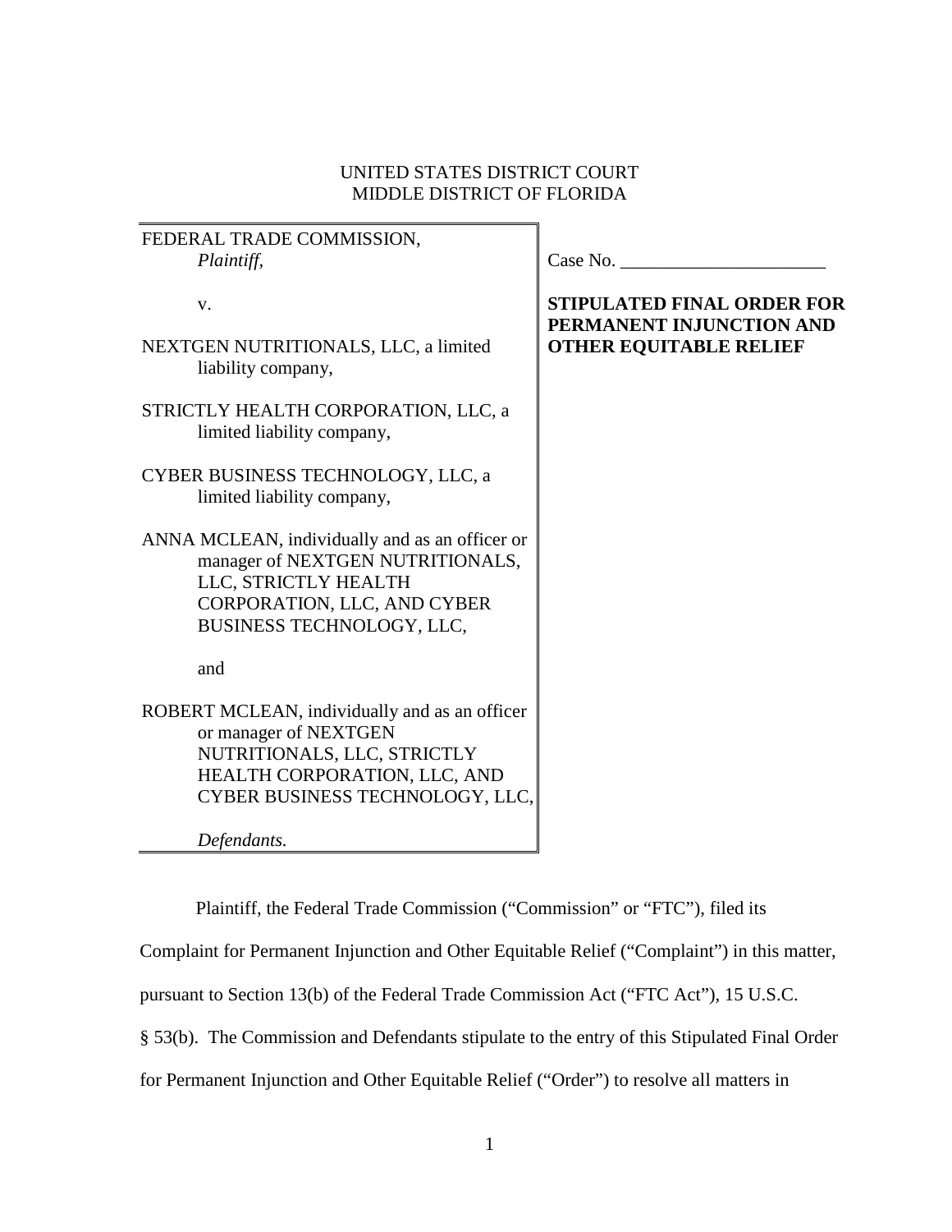UNITED STATES DISTRICT COURT
MIDDLE DISTRICT OF FLORIDA

| | |
|---|---|
| FEDERAL TRADE COMMISSION,<br>*Plaintiff,*<br><br>v.<br><br>NEXTGEN NUTRITIONALS, LLC, a limited liability company,<br><br>STRICTLY HEALTH CORPORATION, LLC, a limited liability company,<br><br>CYBER BUSINESS TECHNOLOGY, LLC, a limited liability company,<br><br>ANNA MCLEAN, individually and as an officer or manager of NEXTGEN NUTRITIONALS, LLC, STRICTLY HEALTH CORPORATION, LLC, AND CYBER BUSINESS TECHNOLOGY, LLC,<br><br>and<br><br>ROBERT MCLEAN, individually and as an officer or manager of NEXTGEN NUTRITIONALS, LLC, STRICTLY HEALTH CORPORATION, LLC, AND CYBER BUSINESS TECHNOLOGY, LLC,<br><br>*Defendants.* | Case No. \_\_\_\_\_\_\_\_\_\_\_\_\_\_\_\_\_\_\_\_\_\_<br><br>**STIPULATED FINAL ORDER FOR PERMANENT INJUNCTION AND OTHER EQUITABLE RELIEF** |

Plaintiff, the Federal Trade Commission ("Commission" or "FTC"), filed its Complaint for Permanent Injunction and Other Equitable Relief ("Complaint") in this matter, pursuant to Section 13(b) of the Federal Trade Commission Act ("FTC Act"), 15 U.S.C. § 53(b). The Commission and Defendants stipulate to the entry of this Stipulated Final Order for Permanent Injunction and Other Equitable Relief ("Order") to resolve all matters in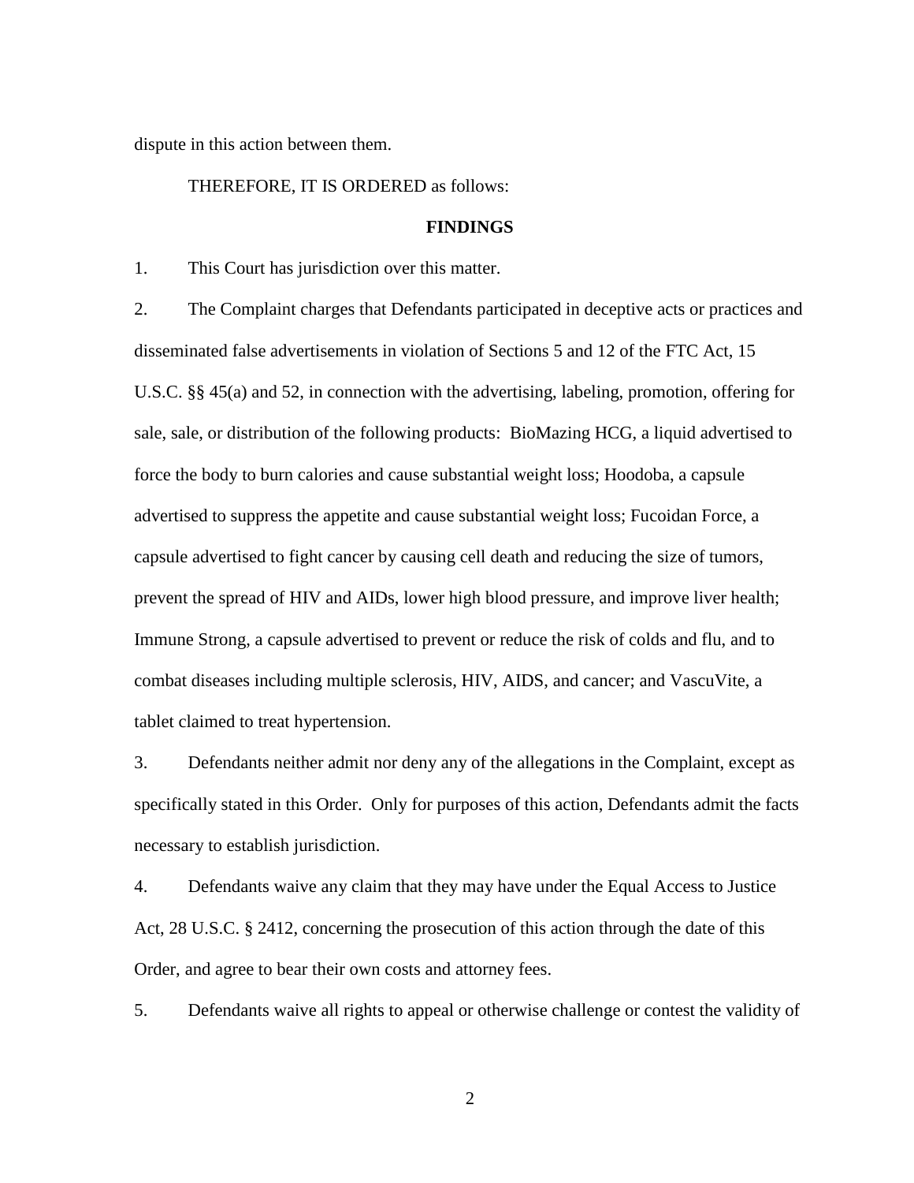dispute in this action between them.

THEREFORE, IT IS ORDERED as follows:

**FINDINGS**

1. This Court has jurisdiction over this matter.

2. The Complaint charges that Defendants participated in deceptive acts or practices and disseminated false advertisements in violation of Sections 5 and 12 of the FTC Act, 15 U.S.C. §§ 45(a) and 52, in connection with the advertising, labeling, promotion, offering for sale, sale, or distribution of the following products: BioMazing HCG, a liquid advertised to force the body to burn calories and cause substantial weight loss; Hoodoba, a capsule advertised to suppress the appetite and cause substantial weight loss; Fucoidan Force, a capsule advertised to fight cancer by causing cell death and reducing the size of tumors, prevent the spread of HIV and AIDs, lower high blood pressure, and improve liver health; Immune Strong, a capsule advertised to prevent or reduce the risk of colds and flu, and to combat diseases including multiple sclerosis, HIV, AIDS, and cancer; and VascuVite, a tablet claimed to treat hypertension.

3. Defendants neither admit nor deny any of the allegations in the Complaint, except as specifically stated in this Order. Only for purposes of this action, Defendants admit the facts necessary to establish jurisdiction.

4. Defendants waive any claim that they may have under the Equal Access to Justice Act, 28 U.S.C. § 2412, concerning the prosecution of this action through the date of this Order, and agree to bear their own costs and attorney fees.

5. Defendants waive all rights to appeal or otherwise challenge or contest the validity of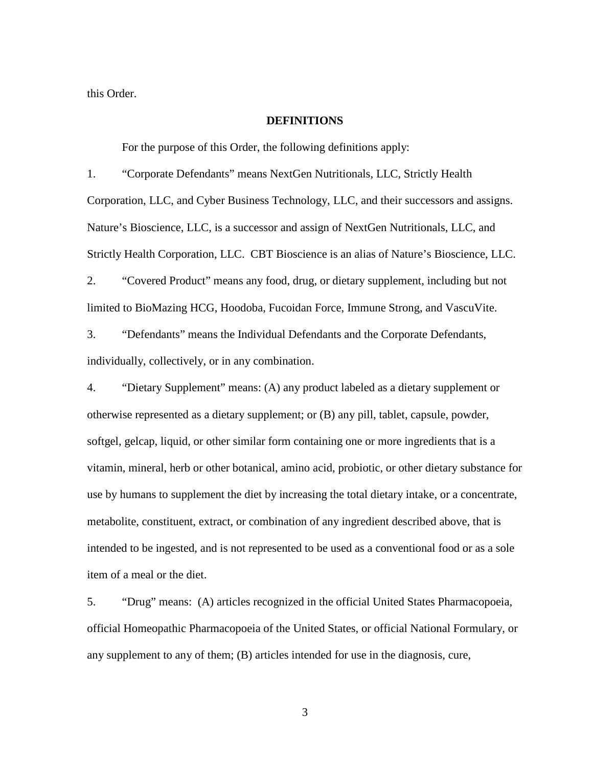this Order.

## DEFINITIONS

For the purpose of this Order, the following definitions apply:

1. "Corporate Defendants" means NextGen Nutritionals, LLC, Strictly Health Corporation, LLC, and Cyber Business Technology, LLC, and their successors and assigns. Nature's Bioscience, LLC, is a successor and assign of NextGen Nutritionals, LLC, and Strictly Health Corporation, LLC. CBT Bioscience is an alias of Nature's Bioscience, LLC.

2. "Covered Product" means any food, drug, or dietary supplement, including but not limited to BioMazing HCG, Hoodoba, Fucoidan Force, Immune Strong, and VascuVite.

3. "Defendants" means the Individual Defendants and the Corporate Defendants, individually, collectively, or in any combination.

4. "Dietary Supplement" means: (A) any product labeled as a dietary supplement or otherwise represented as a dietary supplement; or (B) any pill, tablet, capsule, powder, softgel, gelcap, liquid, or other similar form containing one or more ingredients that is a vitamin, mineral, herb or other botanical, amino acid, probiotic, or other dietary substance for use by humans to supplement the diet by increasing the total dietary intake, or a concentrate, metabolite, constituent, extract, or combination of any ingredient described above, that is intended to be ingested, and is not represented to be used as a conventional food or as a sole item of a meal or the diet.

5. "Drug" means: (A) articles recognized in the official United States Pharmacopoeia, official Homeopathic Pharmacopoeia of the United States, or official National Formulary, or any supplement to any of them; (B) articles intended for use in the diagnosis, cure,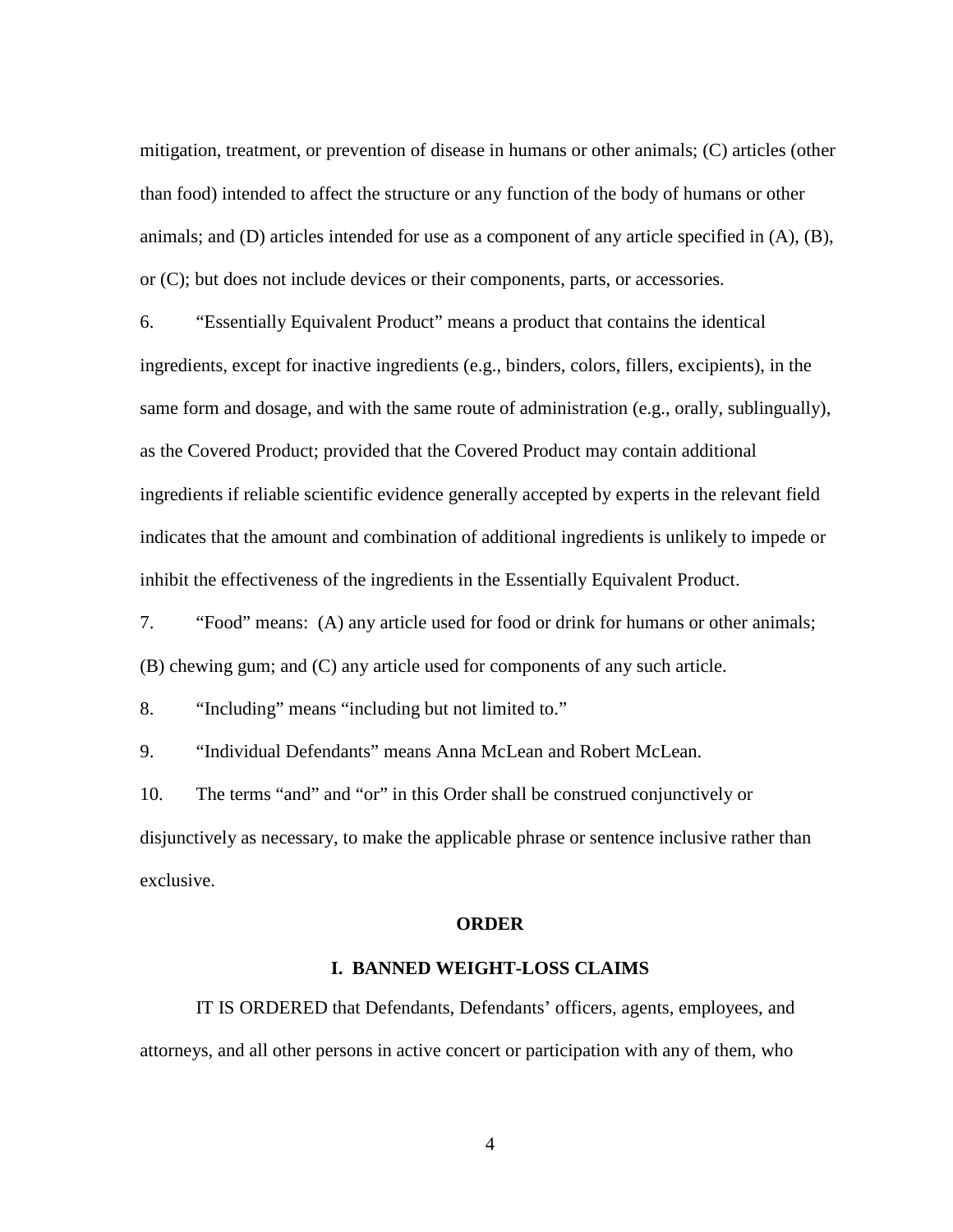mitigation, treatment, or prevention of disease in humans or other animals; (C) articles (other than food) intended to affect the structure or any function of the body of humans or other animals; and (D) articles intended for use as a component of any article specified in (A), (B), or (C); but does not include devices or their components, parts, or accessories.

6. "Essentially Equivalent Product" means a product that contains the identical ingredients, except for inactive ingredients (e.g., binders, colors, fillers, excipients), in the same form and dosage, and with the same route of administration (e.g., orally, sublingually), as the Covered Product; provided that the Covered Product may contain additional ingredients if reliable scientific evidence generally accepted by experts in the relevant field indicates that the amount and combination of additional ingredients is unlikely to impede or inhibit the effectiveness of the ingredients in the Essentially Equivalent Product.

7. "Food" means: (A) any article used for food or drink for humans or other animals; (B) chewing gum; and (C) any article used for components of any such article.

8. "Including" means "including but not limited to."

9. "Individual Defendants" means Anna McLean and Robert McLean.

10. The terms "and" and "or" in this Order shall be construed conjunctively or disjunctively as necessary, to make the applicable phrase or sentence inclusive rather than exclusive.

## ORDER

### I. BANNED WEIGHT-LOSS CLAIMS

IT IS ORDERED that Defendants, Defendants' officers, agents, employees, and attorneys, and all other persons in active concert or participation with any of them, who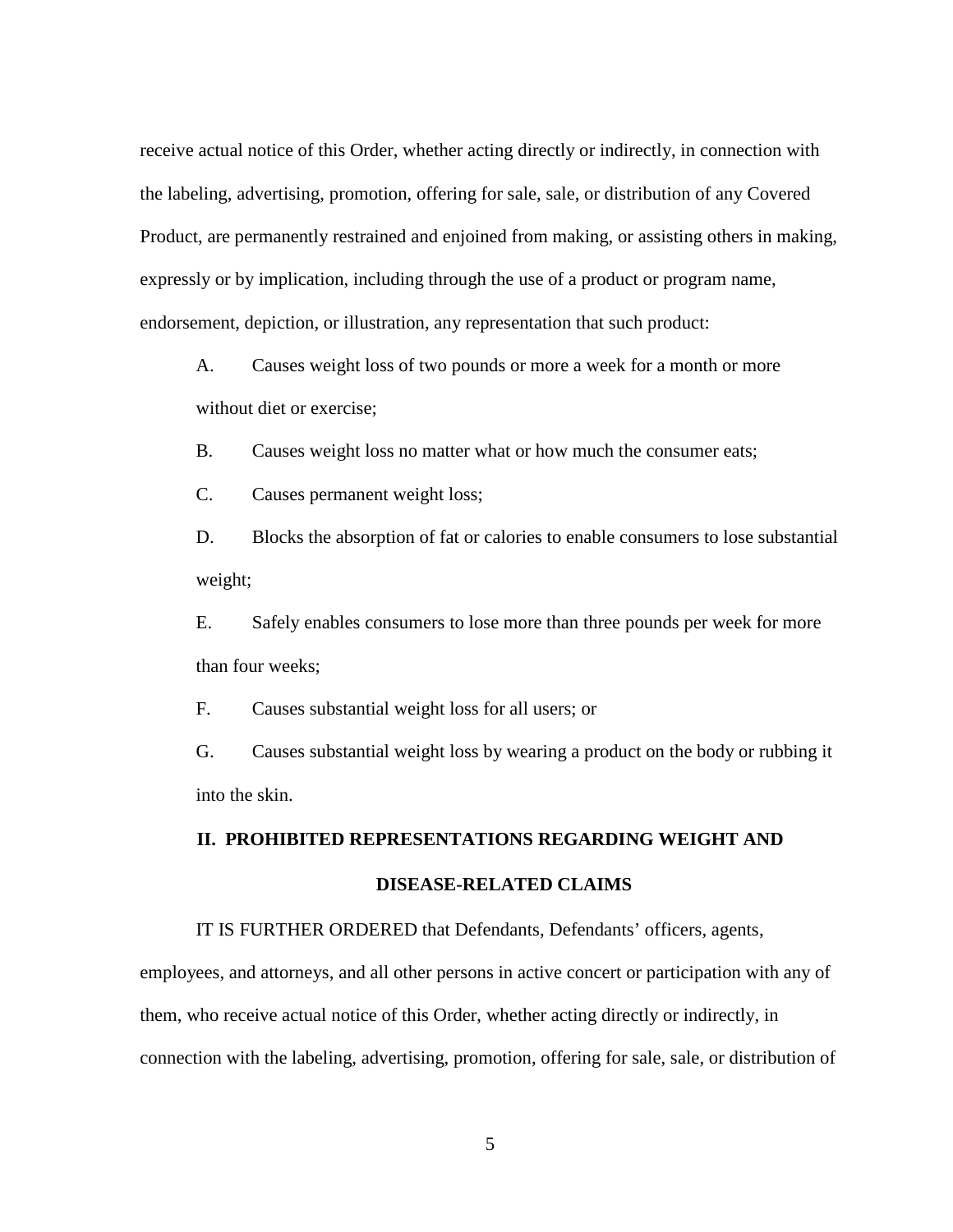receive actual notice of this Order, whether acting directly or indirectly, in connection with the labeling, advertising, promotion, offering for sale, sale, or distribution of any Covered Product, are permanently restrained and enjoined from making, or assisting others in making, expressly or by implication, including through the use of a product or program name, endorsement, depiction, or illustration, any representation that such product:

A. Causes weight loss of two pounds or more a week for a month or more without diet or exercise;

B. Causes weight loss no matter what or how much the consumer eats;

C. Causes permanent weight loss;

D. Blocks the absorption of fat or calories to enable consumers to lose substantial weight;

E. Safely enables consumers to lose more than three pounds per week for more than four weeks;

F. Causes substantial weight loss for all users; or

G. Causes substantial weight loss by wearing a product on the body or rubbing it into the skin.

## II. PROHIBITED REPRESENTATIONS REGARDING WEIGHT AND DISEASE-RELATED CLAIMS

IT IS FURTHER ORDERED that Defendants, Defendants' officers, agents, employees, and attorneys, and all other persons in active concert or participation with any of them, who receive actual notice of this Order, whether acting directly or indirectly, in connection with the labeling, advertising, promotion, offering for sale, sale, or distribution of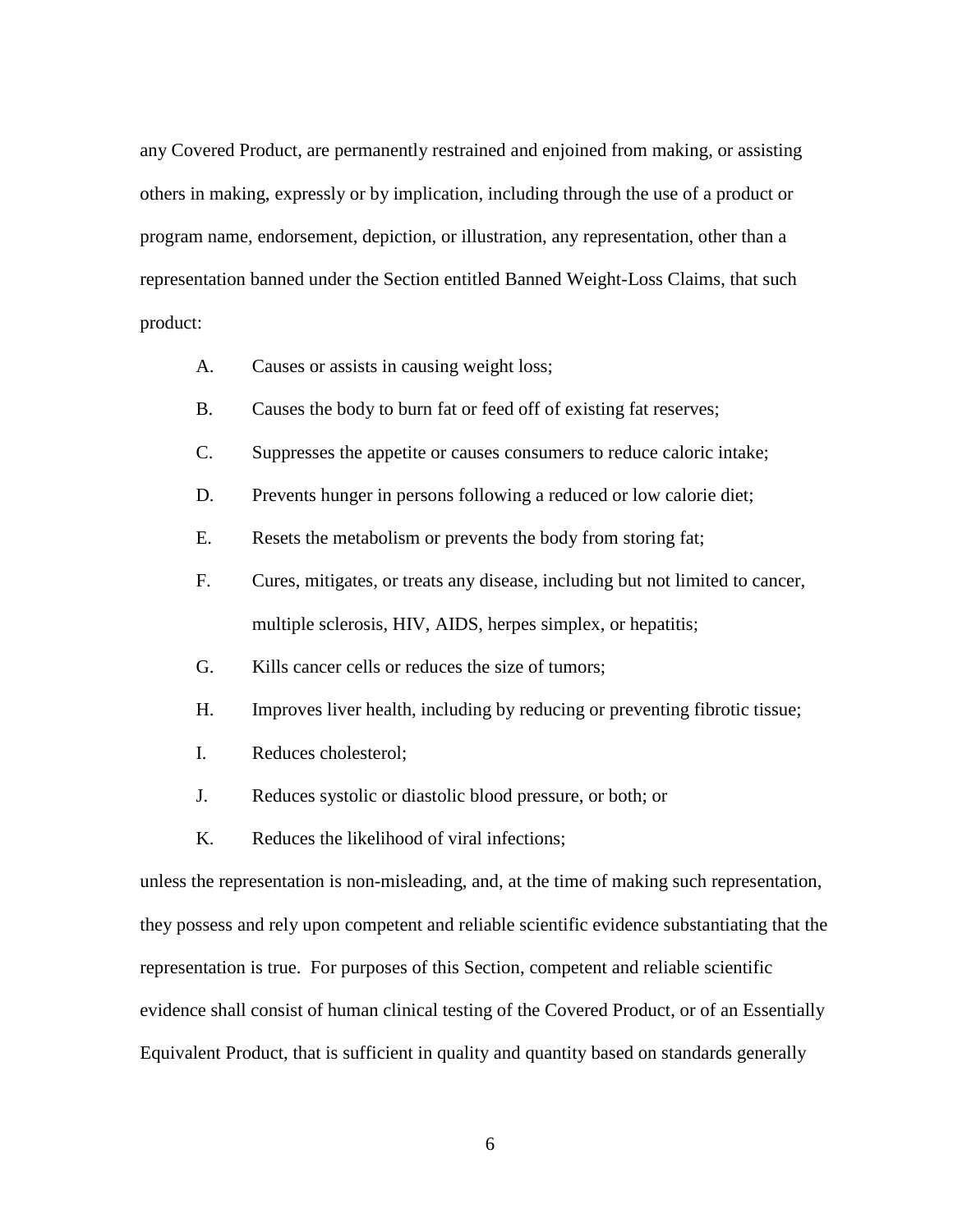any Covered Product, are permanently restrained and enjoined from making, or assisting others in making, expressly or by implication, including through the use of a product or program name, endorsement, depiction, or illustration, any representation, other than a representation banned under the Section entitled Banned Weight-Loss Claims, that such product:

A. Causes or assists in causing weight loss;

B. Causes the body to burn fat or feed off of existing fat reserves;

C. Suppresses the appetite or causes consumers to reduce caloric intake;

D. Prevents hunger in persons following a reduced or low calorie diet;

E. Resets the metabolism or prevents the body from storing fat;

F. Cures, mitigates, or treats any disease, including but not limited to cancer, multiple sclerosis, HIV, AIDS, herpes simplex, or hepatitis;

G. Kills cancer cells or reduces the size of tumors;

H. Improves liver health, including by reducing or preventing fibrotic tissue;

I. Reduces cholesterol;

J. Reduces systolic or diastolic blood pressure, or both; or

K. Reduces the likelihood of viral infections;

unless the representation is non-misleading, and, at the time of making such representation, they possess and rely upon competent and reliable scientific evidence substantiating that the representation is true. For purposes of this Section, competent and reliable scientific evidence shall consist of human clinical testing of the Covered Product, or of an Essentially Equivalent Product, that is sufficient in quality and quantity based on standards generally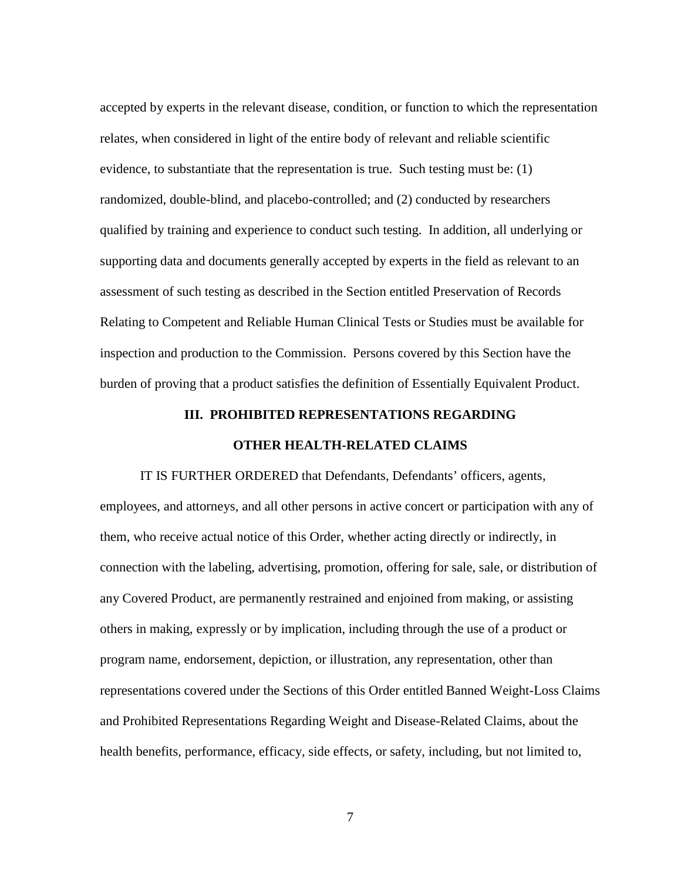accepted by experts in the relevant disease, condition, or function to which the representation relates, when considered in light of the entire body of relevant and reliable scientific evidence, to substantiate that the representation is true. Such testing must be: (1) randomized, double-blind, and placebo-controlled; and (2) conducted by researchers qualified by training and experience to conduct such testing. In addition, all underlying or supporting data and documents generally accepted by experts in the field as relevant to an assessment of such testing as described in the Section entitled Preservation of Records Relating to Competent and Reliable Human Clinical Tests or Studies must be available for inspection and production to the Commission. Persons covered by this Section have the burden of proving that a product satisfies the definition of Essentially Equivalent Product.

## III. PROHIBITED REPRESENTATIONS REGARDING OTHER HEALTH-RELATED CLAIMS

IT IS FURTHER ORDERED that Defendants, Defendants' officers, agents, employees, and attorneys, and all other persons in active concert or participation with any of them, who receive actual notice of this Order, whether acting directly or indirectly, in connection with the labeling, advertising, promotion, offering for sale, sale, or distribution of any Covered Product, are permanently restrained and enjoined from making, or assisting others in making, expressly or by implication, including through the use of a product or program name, endorsement, depiction, or illustration, any representation, other than representations covered under the Sections of this Order entitled Banned Weight-Loss Claims and Prohibited Representations Regarding Weight and Disease-Related Claims, about the health benefits, performance, efficacy, side effects, or safety, including, but not limited to,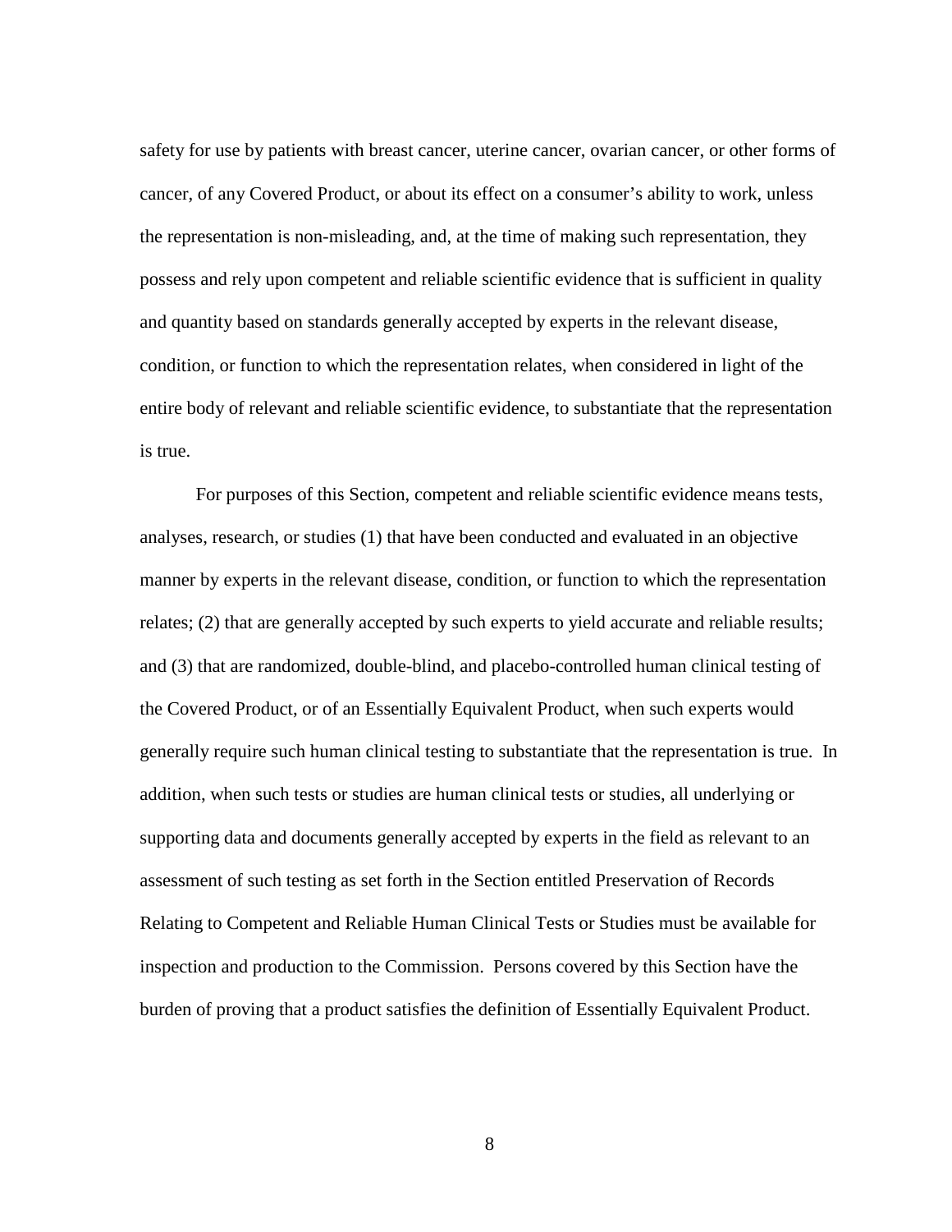safety for use by patients with breast cancer, uterine cancer, ovarian cancer, or other forms of cancer, of any Covered Product, or about its effect on a consumer's ability to work, unless the representation is non-misleading, and, at the time of making such representation, they possess and rely upon competent and reliable scientific evidence that is sufficient in quality and quantity based on standards generally accepted by experts in the relevant disease, condition, or function to which the representation relates, when considered in light of the entire body of relevant and reliable scientific evidence, to substantiate that the representation is true.

For purposes of this Section, competent and reliable scientific evidence means tests, analyses, research, or studies (1) that have been conducted and evaluated in an objective manner by experts in the relevant disease, condition, or function to which the representation relates; (2) that are generally accepted by such experts to yield accurate and reliable results; and (3) that are randomized, double-blind, and placebo-controlled human clinical testing of the Covered Product, or of an Essentially Equivalent Product, when such experts would generally require such human clinical testing to substantiate that the representation is true. In addition, when such tests or studies are human clinical tests or studies, all underlying or supporting data and documents generally accepted by experts in the field as relevant to an assessment of such testing as set forth in the Section entitled Preservation of Records Relating to Competent and Reliable Human Clinical Tests or Studies must be available for inspection and production to the Commission. Persons covered by this Section have the burden of proving that a product satisfies the definition of Essentially Equivalent Product.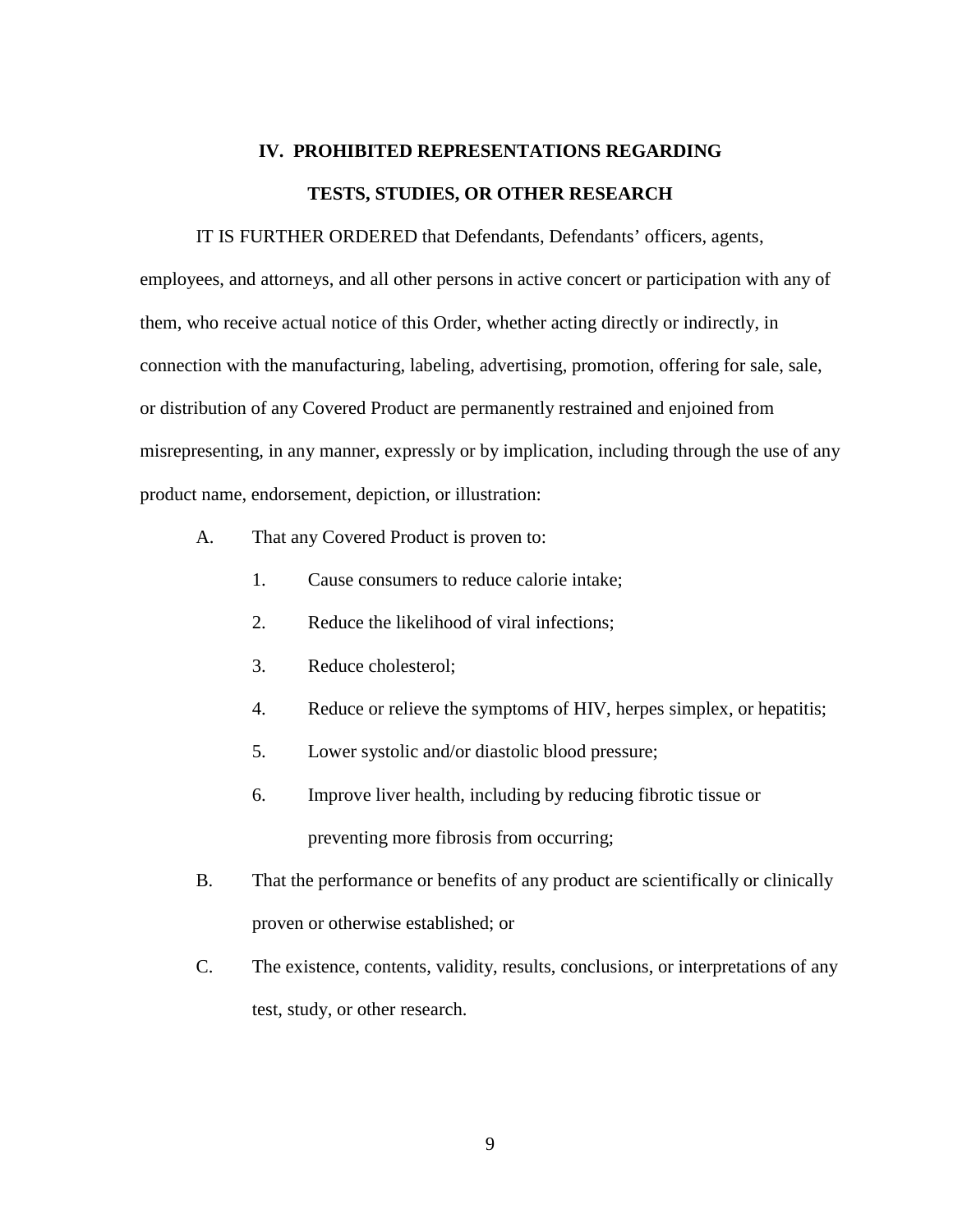## IV. PROHIBITED REPRESENTATIONS REGARDING TESTS, STUDIES, OR OTHER RESEARCH

IT IS FURTHER ORDERED that Defendants, Defendants' officers, agents, employees, and attorneys, and all other persons in active concert or participation with any of them, who receive actual notice of this Order, whether acting directly or indirectly, in connection with the manufacturing, labeling, advertising, promotion, offering for sale, sale, or distribution of any Covered Product are permanently restrained and enjoined from misrepresenting, in any manner, expressly or by implication, including through the use of any product name, endorsement, depiction, or illustration:

A. That any Covered Product is proven to:

   1. Cause consumers to reduce calorie intake;

   2. Reduce the likelihood of viral infections;

   3. Reduce cholesterol;

   4. Reduce or relieve the symptoms of HIV, herpes simplex, or hepatitis;

   5. Lower systolic and/or diastolic blood pressure;

   6. Improve liver health, including by reducing fibrotic tissue or preventing more fibrosis from occurring;

B. That the performance or benefits of any product are scientifically or clinically proven or otherwise established; or

C. The existence, contents, validity, results, conclusions, or interpretations of any test, study, or other research.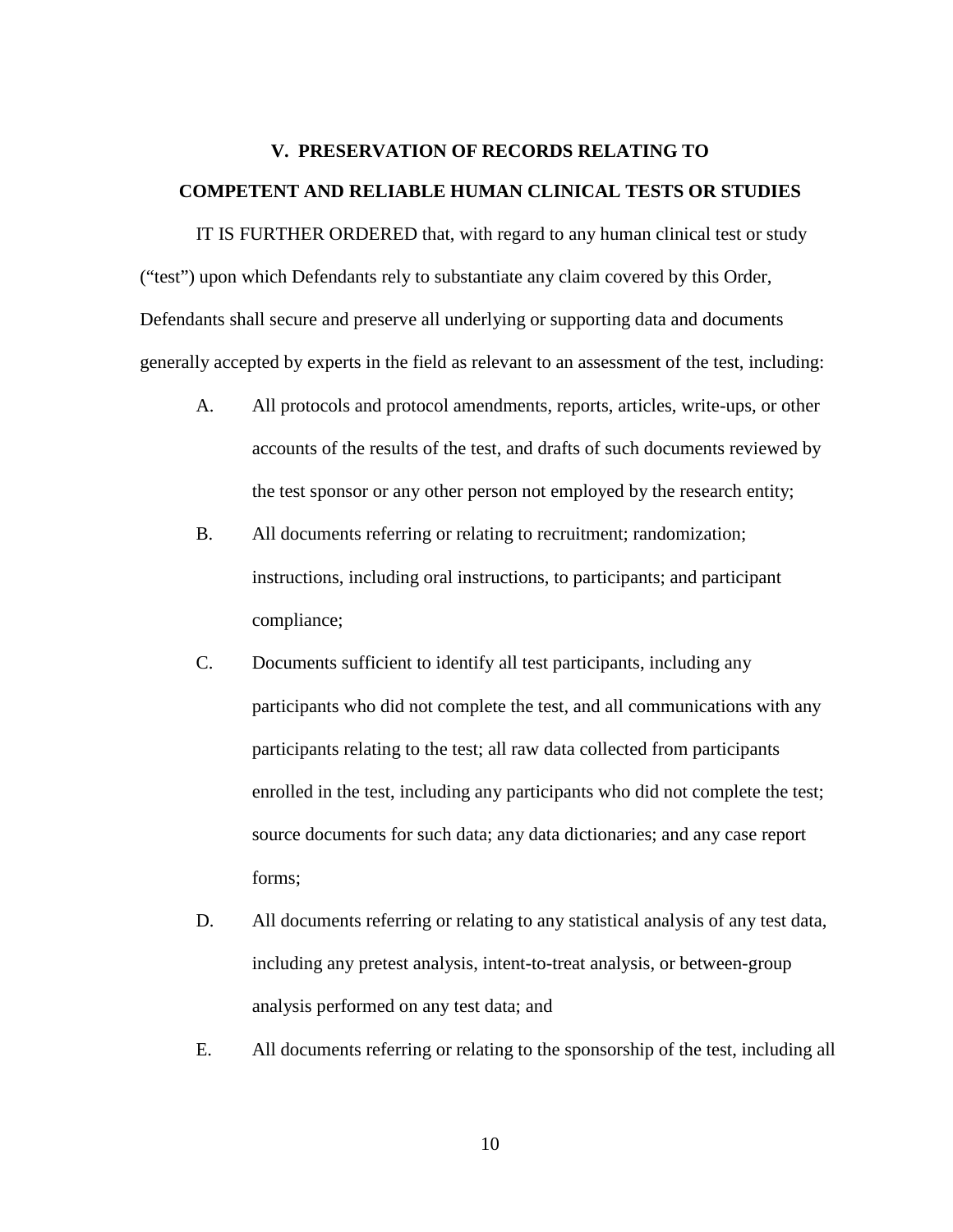## V. PRESERVATION OF RECORDS RELATING TO COMPETENT AND RELIABLE HUMAN CLINICAL TESTS OR STUDIES

IT IS FURTHER ORDERED that, with regard to any human clinical test or study ("test") upon which Defendants rely to substantiate any claim covered by this Order, Defendants shall secure and preserve all underlying or supporting data and documents generally accepted by experts in the field as relevant to an assessment of the test, including:

A. All protocols and protocol amendments, reports, articles, write-ups, or other accounts of the results of the test, and drafts of such documents reviewed by the test sponsor or any other person not employed by the research entity;

B. All documents referring or relating to recruitment; randomization; instructions, including oral instructions, to participants; and participant compliance;

C. Documents sufficient to identify all test participants, including any participants who did not complete the test, and all communications with any participants relating to the test; all raw data collected from participants enrolled in the test, including any participants who did not complete the test; source documents for such data; any data dictionaries; and any case report forms;

D. All documents referring or relating to any statistical analysis of any test data, including any pretest analysis, intent-to-treat analysis, or between-group analysis performed on any test data; and

E. All documents referring or relating to the sponsorship of the test, including all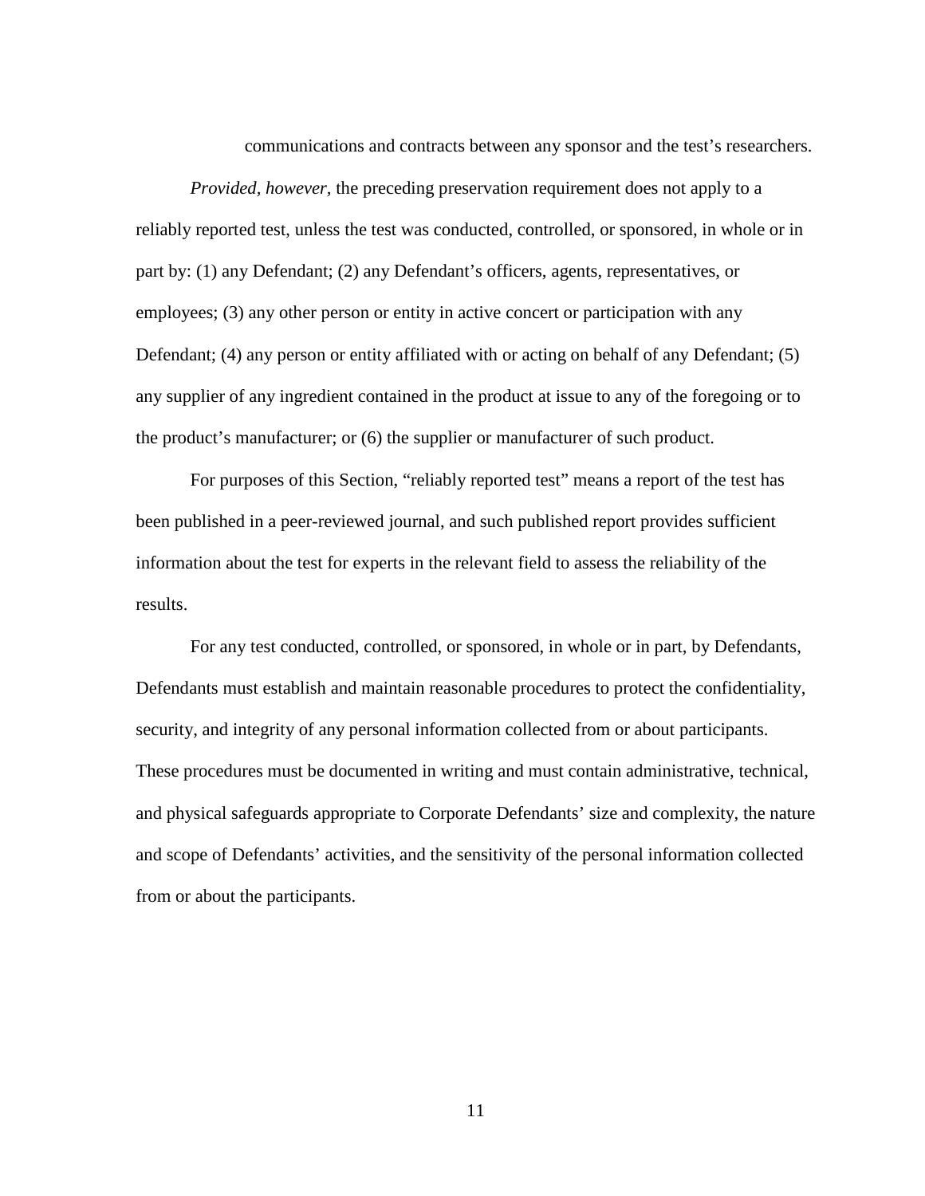communications and contracts between any sponsor and the test's researchers.

*Provided, however,* the preceding preservation requirement does not apply to a reliably reported test, unless the test was conducted, controlled, or sponsored, in whole or in part by: (1) any Defendant; (2) any Defendant's officers, agents, representatives, or employees; (3) any other person or entity in active concert or participation with any Defendant; (4) any person or entity affiliated with or acting on behalf of any Defendant; (5) any supplier of any ingredient contained in the product at issue to any of the foregoing or to the product's manufacturer; or (6) the supplier or manufacturer of such product.

For purposes of this Section, "reliably reported test" means a report of the test has been published in a peer-reviewed journal, and such published report provides sufficient information about the test for experts in the relevant field to assess the reliability of the results.

For any test conducted, controlled, or sponsored, in whole or in part, by Defendants, Defendants must establish and maintain reasonable procedures to protect the confidentiality, security, and integrity of any personal information collected from or about participants. These procedures must be documented in writing and must contain administrative, technical, and physical safeguards appropriate to Corporate Defendants' size and complexity, the nature and scope of Defendants' activities, and the sensitivity of the personal information collected from or about the participants.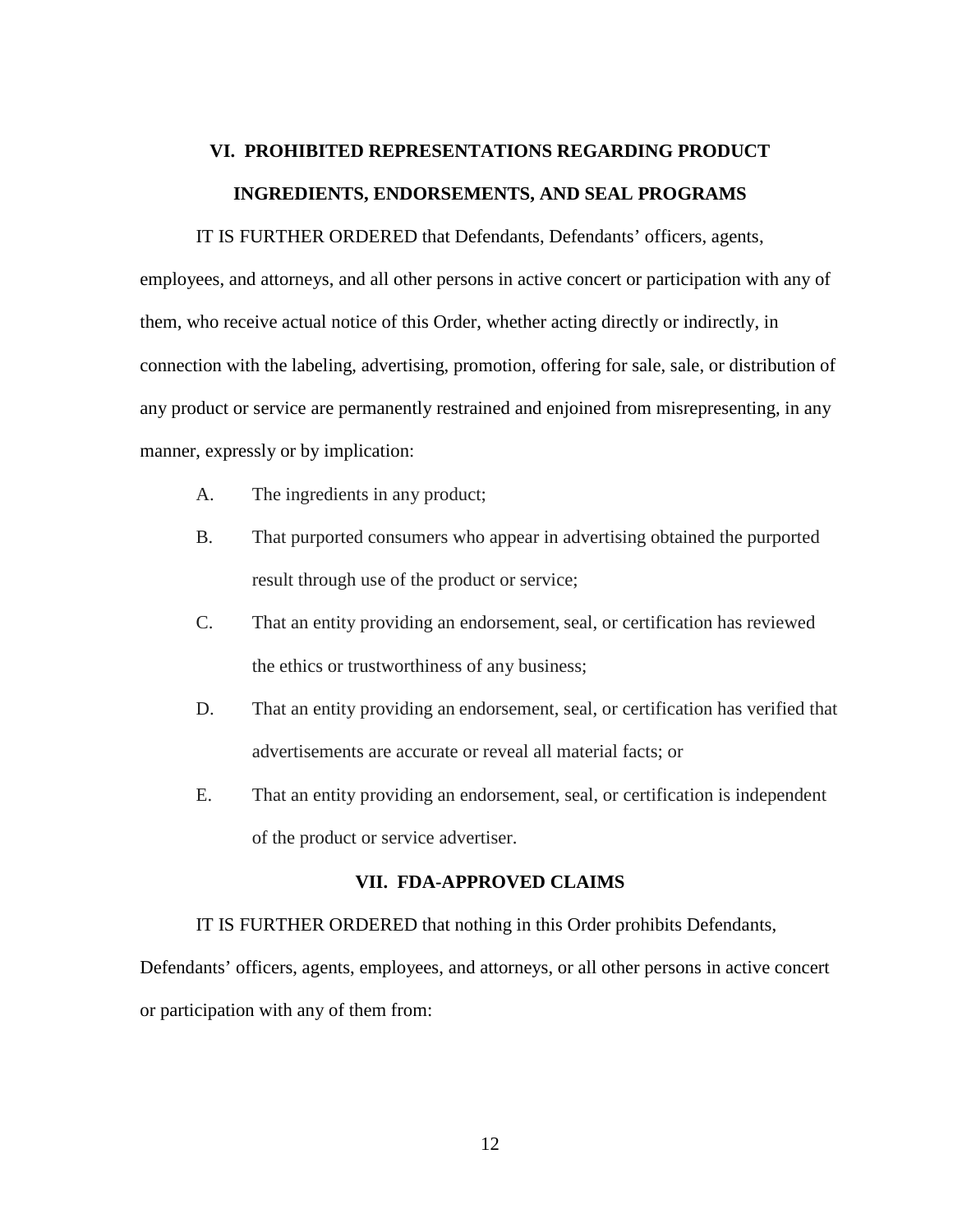## VI. PROHIBITED REPRESENTATIONS REGARDING PRODUCT INGREDIENTS, ENDORSEMENTS, AND SEAL PROGRAMS

IT IS FURTHER ORDERED that Defendants, Defendants' officers, agents, employees, and attorneys, and all other persons in active concert or participation with any of them, who receive actual notice of this Order, whether acting directly or indirectly, in connection with the labeling, advertising, promotion, offering for sale, sale, or distribution of any product or service are permanently restrained and enjoined from misrepresenting, in any manner, expressly or by implication:

A. The ingredients in any product;

B. That purported consumers who appear in advertising obtained the purported result through use of the product or service;

C. That an entity providing an endorsement, seal, or certification has reviewed the ethics or trustworthiness of any business;

D. That an entity providing an endorsement, seal, or certification has verified that advertisements are accurate or reveal all material facts; or

E. That an entity providing an endorsement, seal, or certification is independent of the product or service advertiser.

## VII. FDA-APPROVED CLAIMS

IT IS FURTHER ORDERED that nothing in this Order prohibits Defendants, Defendants' officers, agents, employees, and attorneys, or all other persons in active concert or participation with any of them from: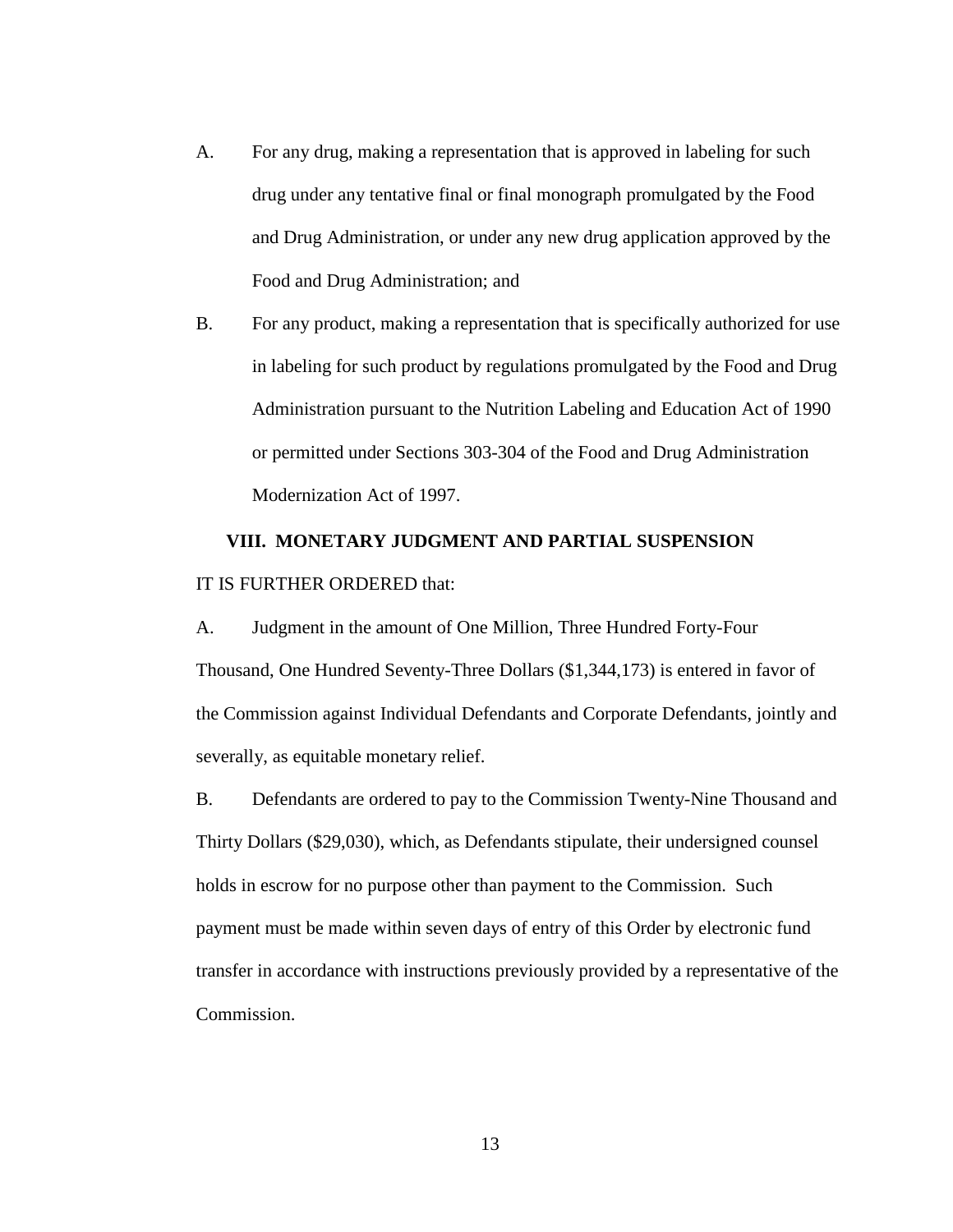A. For any drug, making a representation that is approved in labeling for such drug under any tentative final or final monograph promulgated by the Food and Drug Administration, or under any new drug application approved by the Food and Drug Administration; and

B. For any product, making a representation that is specifically authorized for use in labeling for such product by regulations promulgated by the Food and Drug Administration pursuant to the Nutrition Labeling and Education Act of 1990 or permitted under Sections 303-304 of the Food and Drug Administration Modernization Act of 1997.

## VIII. MONETARY JUDGMENT AND PARTIAL SUSPENSION

IT IS FURTHER ORDERED that:

A. Judgment in the amount of One Million, Three Hundred Forty-Four Thousand, One Hundred Seventy-Three Dollars ($1,344,173) is entered in favor of the Commission against Individual Defendants and Corporate Defendants, jointly and severally, as equitable monetary relief.

B. Defendants are ordered to pay to the Commission Twenty-Nine Thousand and Thirty Dollars ($29,030), which, as Defendants stipulate, their undersigned counsel holds in escrow for no purpose other than payment to the Commission. Such payment must be made within seven days of entry of this Order by electronic fund transfer in accordance with instructions previously provided by a representative of the Commission.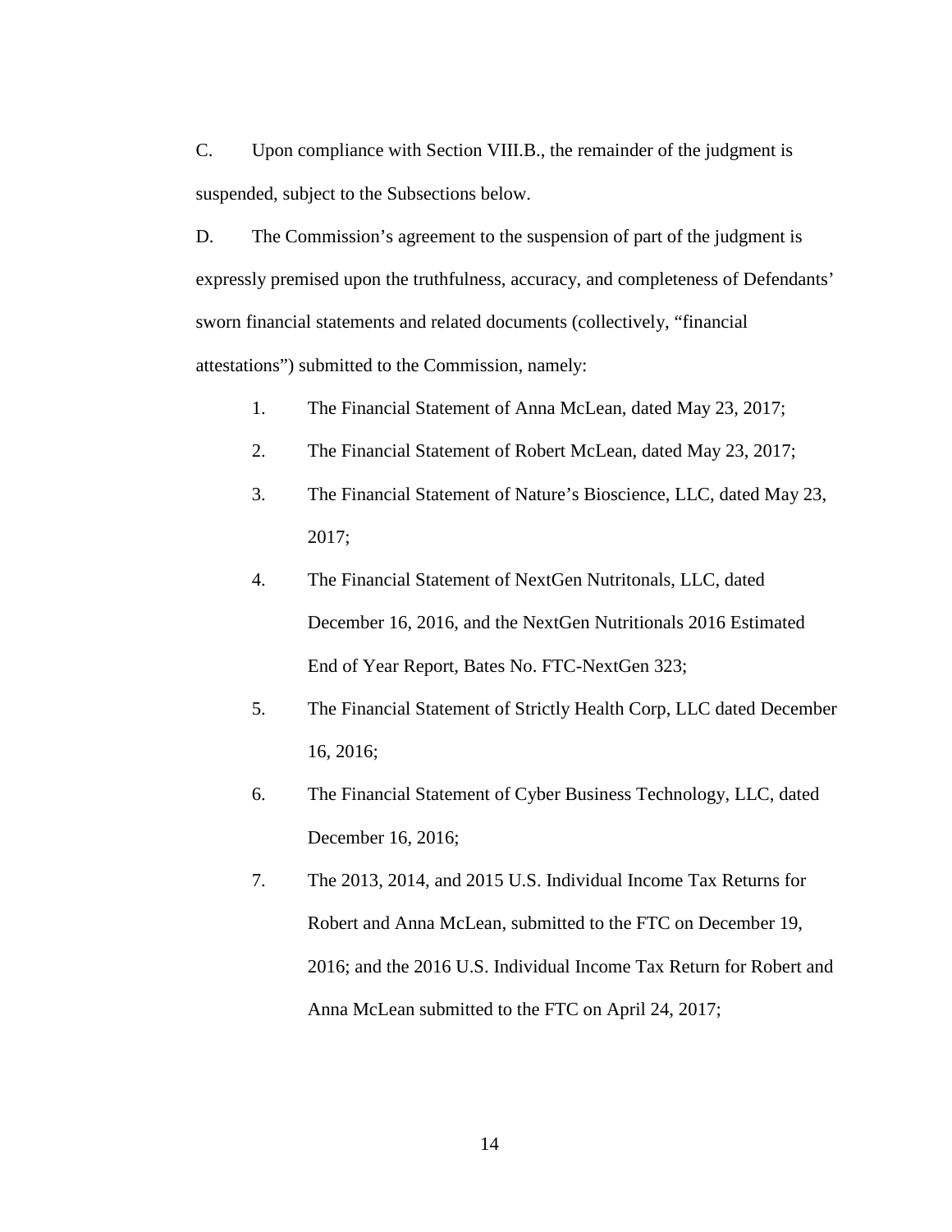C. Upon compliance with Section VIII.B., the remainder of the judgment is suspended, subject to the Subsections below.

D. The Commission's agreement to the suspension of part of the judgment is expressly premised upon the truthfulness, accuracy, and completeness of Defendants' sworn financial statements and related documents (collectively, "financial attestations") submitted to the Commission, namely:

1. The Financial Statement of Anna McLean, dated May 23, 2017;
2. The Financial Statement of Robert McLean, dated May 23, 2017;
3. The Financial Statement of Nature's Bioscience, LLC, dated May 23, 2017;
4. The Financial Statement of NextGen Nutritonals, LLC, dated December 16, 2016, and the NextGen Nutritionals 2016 Estimated End of Year Report, Bates No. FTC-NextGen 323;
5. The Financial Statement of Strictly Health Corp, LLC dated December 16, 2016;
6. The Financial Statement of Cyber Business Technology, LLC, dated December 16, 2016;
7. The 2013, 2014, and 2015 U.S. Individual Income Tax Returns for Robert and Anna McLean, submitted to the FTC on December 19, 2016; and the 2016 U.S. Individual Income Tax Return for Robert and Anna McLean submitted to the FTC on April 24, 2017;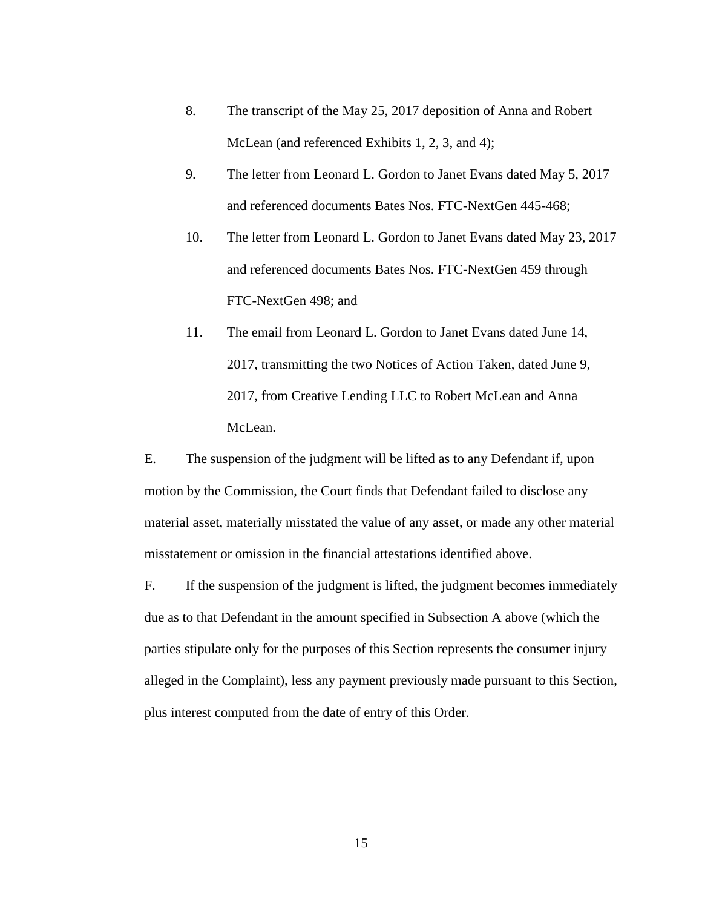8. The transcript of the May 25, 2017 deposition of Anna and Robert McLean (and referenced Exhibits 1, 2, 3, and 4);

9. The letter from Leonard L. Gordon to Janet Evans dated May 5, 2017 and referenced documents Bates Nos. FTC-NextGen 445-468;

10. The letter from Leonard L. Gordon to Janet Evans dated May 23, 2017 and referenced documents Bates Nos. FTC-NextGen 459 through FTC-NextGen 498; and

11. The email from Leonard L. Gordon to Janet Evans dated June 14, 2017, transmitting the two Notices of Action Taken, dated June 9, 2017, from Creative Lending LLC to Robert McLean and Anna McLean.

E. The suspension of the judgment will be lifted as to any Defendant if, upon motion by the Commission, the Court finds that Defendant failed to disclose any material asset, materially misstated the value of any asset, or made any other material misstatement or omission in the financial attestations identified above.

F. If the suspension of the judgment is lifted, the judgment becomes immediately due as to that Defendant in the amount specified in Subsection A above (which the parties stipulate only for the purposes of this Section represents the consumer injury alleged in the Complaint), less any payment previously made pursuant to this Section, plus interest computed from the date of entry of this Order.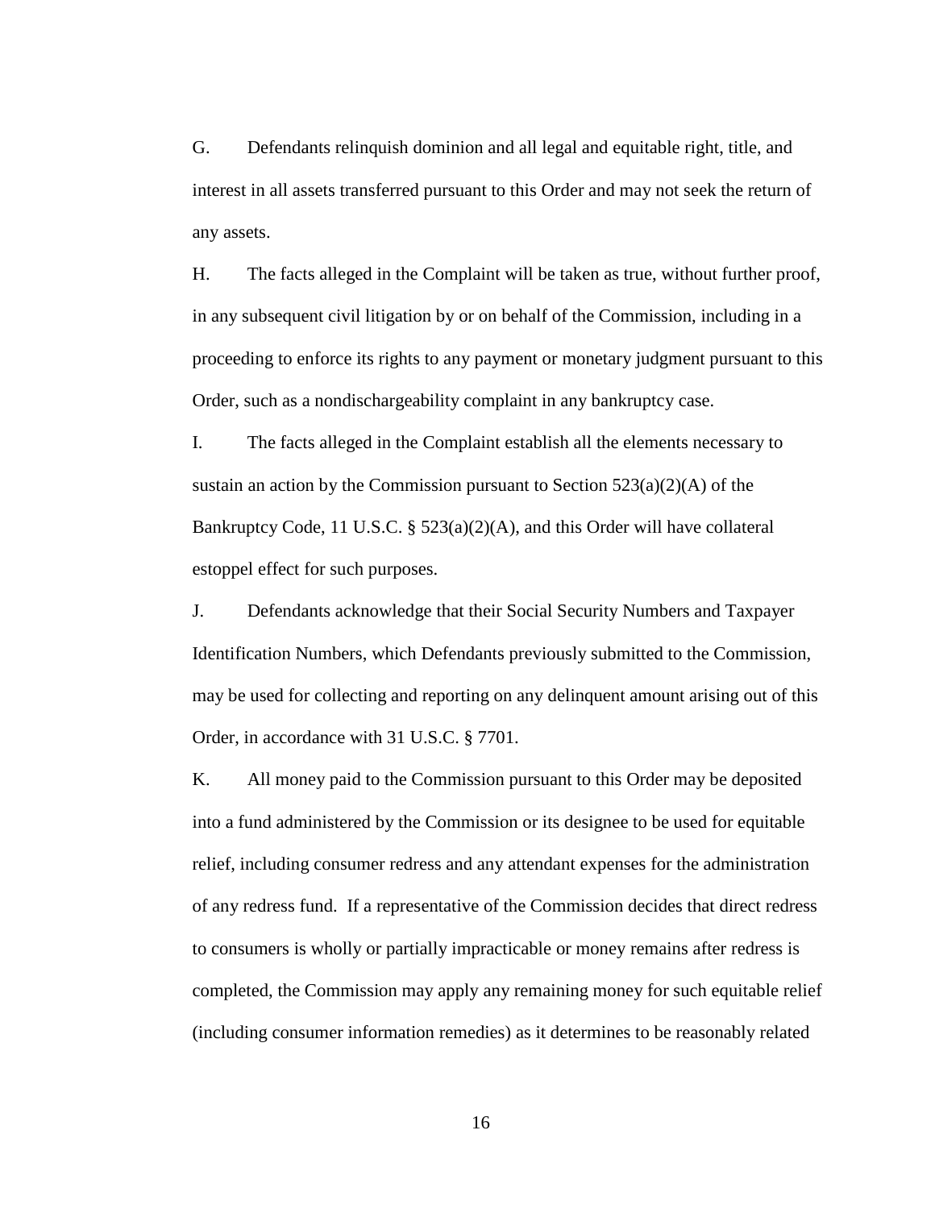G. Defendants relinquish dominion and all legal and equitable right, title, and interest in all assets transferred pursuant to this Order and may not seek the return of any assets.

H. The facts alleged in the Complaint will be taken as true, without further proof, in any subsequent civil litigation by or on behalf of the Commission, including in a proceeding to enforce its rights to any payment or monetary judgment pursuant to this Order, such as a nondischargeability complaint in any bankruptcy case.

I. The facts alleged in the Complaint establish all the elements necessary to sustain an action by the Commission pursuant to Section 523(a)(2)(A) of the Bankruptcy Code, 11 U.S.C. § 523(a)(2)(A), and this Order will have collateral estoppel effect for such purposes.

J. Defendants acknowledge that their Social Security Numbers and Taxpayer Identification Numbers, which Defendants previously submitted to the Commission, may be used for collecting and reporting on any delinquent amount arising out of this Order, in accordance with 31 U.S.C. § 7701.

K. All money paid to the Commission pursuant to this Order may be deposited into a fund administered by the Commission or its designee to be used for equitable relief, including consumer redress and any attendant expenses for the administration of any redress fund. If a representative of the Commission decides that direct redress to consumers is wholly or partially impracticable or money remains after redress is completed, the Commission may apply any remaining money for such equitable relief (including consumer information remedies) as it determines to be reasonably related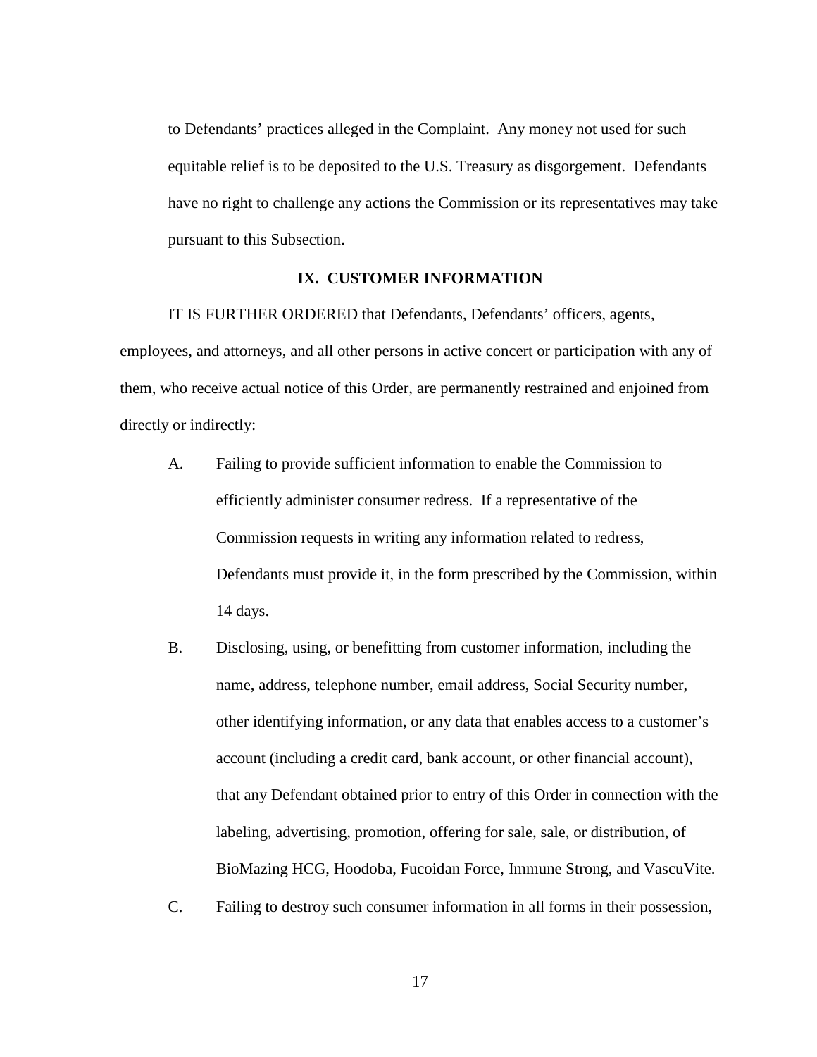to Defendants' practices alleged in the Complaint. Any money not used for such equitable relief is to be deposited to the U.S. Treasury as disgorgement. Defendants have no right to challenge any actions the Commission or its representatives may take pursuant to this Subsection.

## IX. CUSTOMER INFORMATION

IT IS FURTHER ORDERED that Defendants, Defendants' officers, agents, employees, and attorneys, and all other persons in active concert or participation with any of them, who receive actual notice of this Order, are permanently restrained and enjoined from directly or indirectly:

A. Failing to provide sufficient information to enable the Commission to efficiently administer consumer redress. If a representative of the Commission requests in writing any information related to redress, Defendants must provide it, in the form prescribed by the Commission, within 14 days.

B. Disclosing, using, or benefitting from customer information, including the name, address, telephone number, email address, Social Security number, other identifying information, or any data that enables access to a customer's account (including a credit card, bank account, or other financial account), that any Defendant obtained prior to entry of this Order in connection with the labeling, advertising, promotion, offering for sale, sale, or distribution, of BioMazing HCG, Hoodoba, Fucoidan Force, Immune Strong, and VascuVite.

C. Failing to destroy such consumer information in all forms in their possession,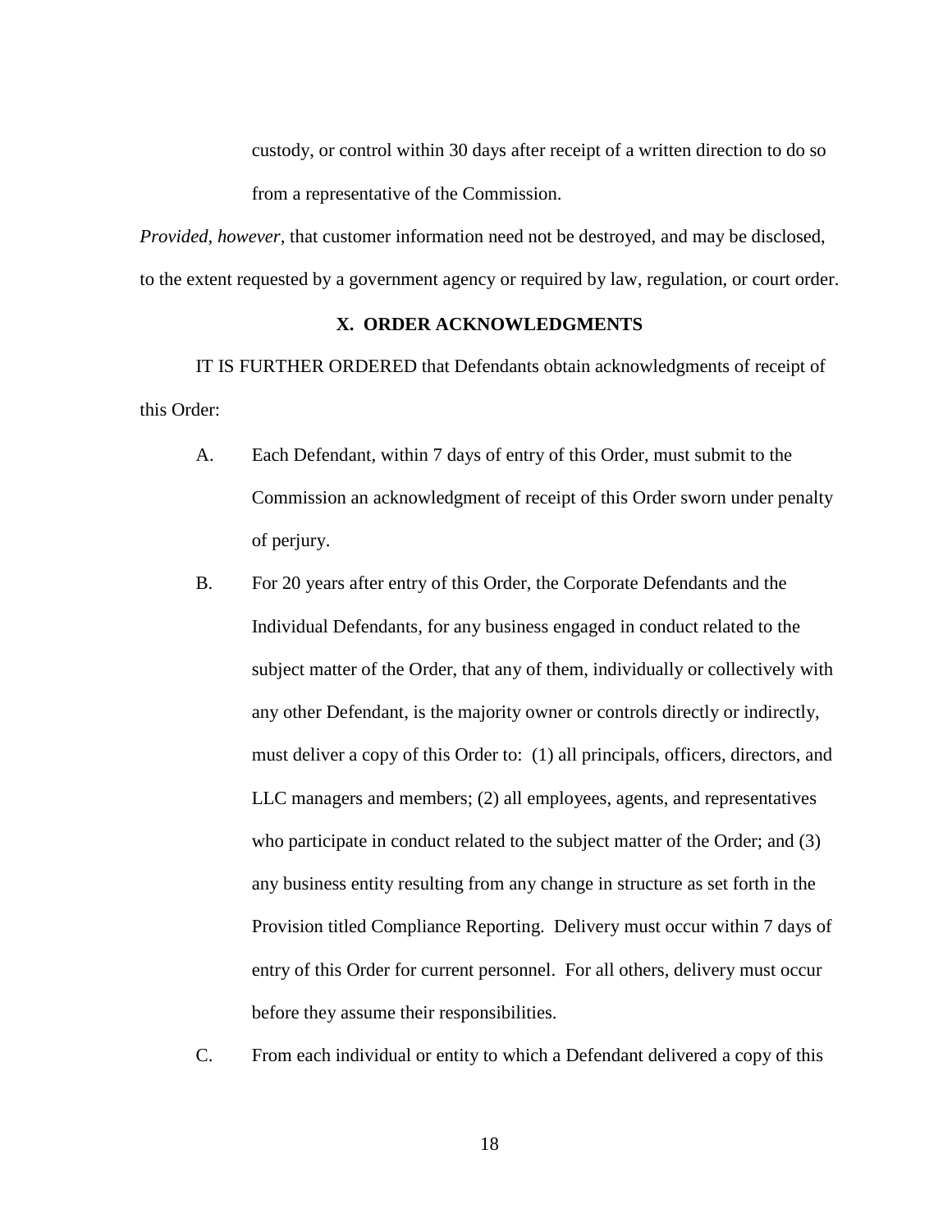custody, or control within 30 days after receipt of a written direction to do so from a representative of the Commission.

*Provided, however*, that customer information need not be destroyed, and may be disclosed, to the extent requested by a government agency or required by law, regulation, or court order.

## X. ORDER ACKNOWLEDGMENTS

IT IS FURTHER ORDERED that Defendants obtain acknowledgments of receipt of this Order:

A. Each Defendant, within 7 days of entry of this Order, must submit to the Commission an acknowledgment of receipt of this Order sworn under penalty of perjury.

B. For 20 years after entry of this Order, the Corporate Defendants and the Individual Defendants, for any business engaged in conduct related to the subject matter of the Order, that any of them, individually or collectively with any other Defendant, is the majority owner or controls directly or indirectly, must deliver a copy of this Order to: (1) all principals, officers, directors, and LLC managers and members; (2) all employees, agents, and representatives who participate in conduct related to the subject matter of the Order; and (3) any business entity resulting from any change in structure as set forth in the Provision titled Compliance Reporting. Delivery must occur within 7 days of entry of this Order for current personnel. For all others, delivery must occur before they assume their responsibilities.

C. From each individual or entity to which a Defendant delivered a copy of this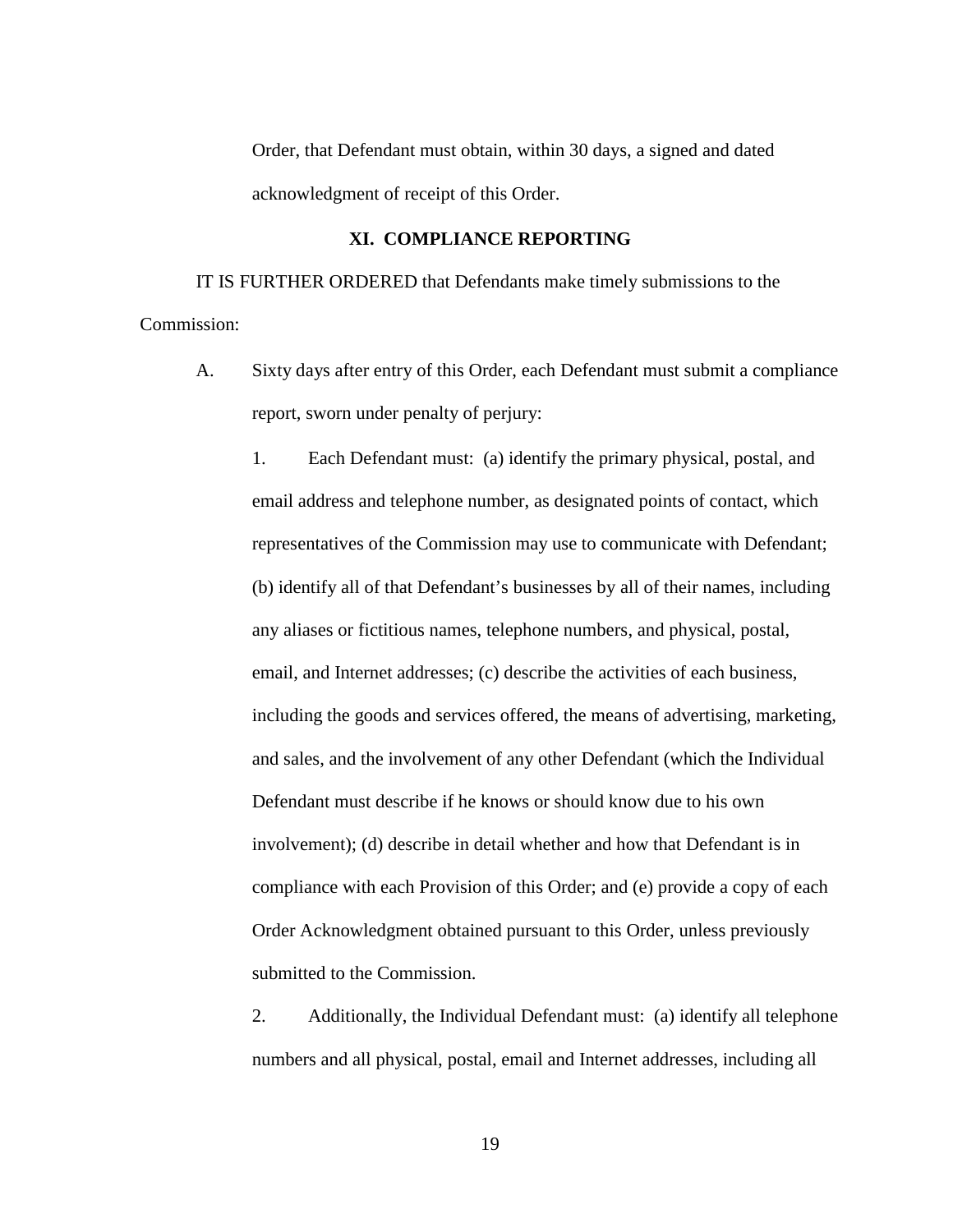Order, that Defendant must obtain, within 30 days, a signed and dated acknowledgment of receipt of this Order.

## XI. COMPLIANCE REPORTING

IT IS FURTHER ORDERED that Defendants make timely submissions to the Commission:

A. Sixty days after entry of this Order, each Defendant must submit a compliance report, sworn under penalty of perjury:

1. Each Defendant must: (a) identify the primary physical, postal, and email address and telephone number, as designated points of contact, which representatives of the Commission may use to communicate with Defendant; (b) identify all of that Defendant's businesses by all of their names, including any aliases or fictitious names, telephone numbers, and physical, postal, email, and Internet addresses; (c) describe the activities of each business, including the goods and services offered, the means of advertising, marketing, and sales, and the involvement of any other Defendant (which the Individual Defendant must describe if he knows or should know due to his own involvement); (d) describe in detail whether and how that Defendant is in compliance with each Provision of this Order; and (e) provide a copy of each Order Acknowledgment obtained pursuant to this Order, unless previously submitted to the Commission.

2. Additionally, the Individual Defendant must: (a) identify all telephone numbers and all physical, postal, email and Internet addresses, including all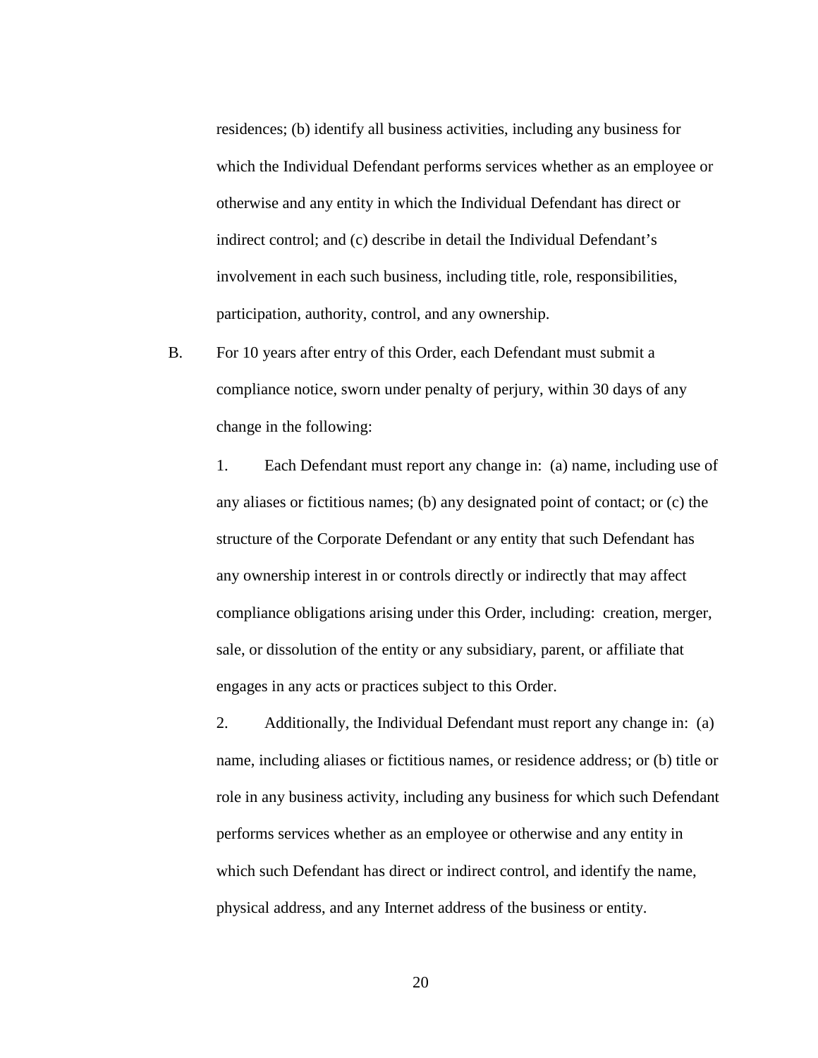residences; (b) identify all business activities, including any business for which the Individual Defendant performs services whether as an employee or otherwise and any entity in which the Individual Defendant has direct or indirect control; and (c) describe in detail the Individual Defendant's involvement in each such business, including title, role, responsibilities, participation, authority, control, and any ownership.

B. For 10 years after entry of this Order, each Defendant must submit a compliance notice, sworn under penalty of perjury, within 30 days of any change in the following:

1. Each Defendant must report any change in: (a) name, including use of any aliases or fictitious names; (b) any designated point of contact; or (c) the structure of the Corporate Defendant or any entity that such Defendant has any ownership interest in or controls directly or indirectly that may affect compliance obligations arising under this Order, including: creation, merger, sale, or dissolution of the entity or any subsidiary, parent, or affiliate that engages in any acts or practices subject to this Order.

2. Additionally, the Individual Defendant must report any change in: (a) name, including aliases or fictitious names, or residence address; or (b) title or role in any business activity, including any business for which such Defendant performs services whether as an employee or otherwise and any entity in which such Defendant has direct or indirect control, and identify the name, physical address, and any Internet address of the business or entity.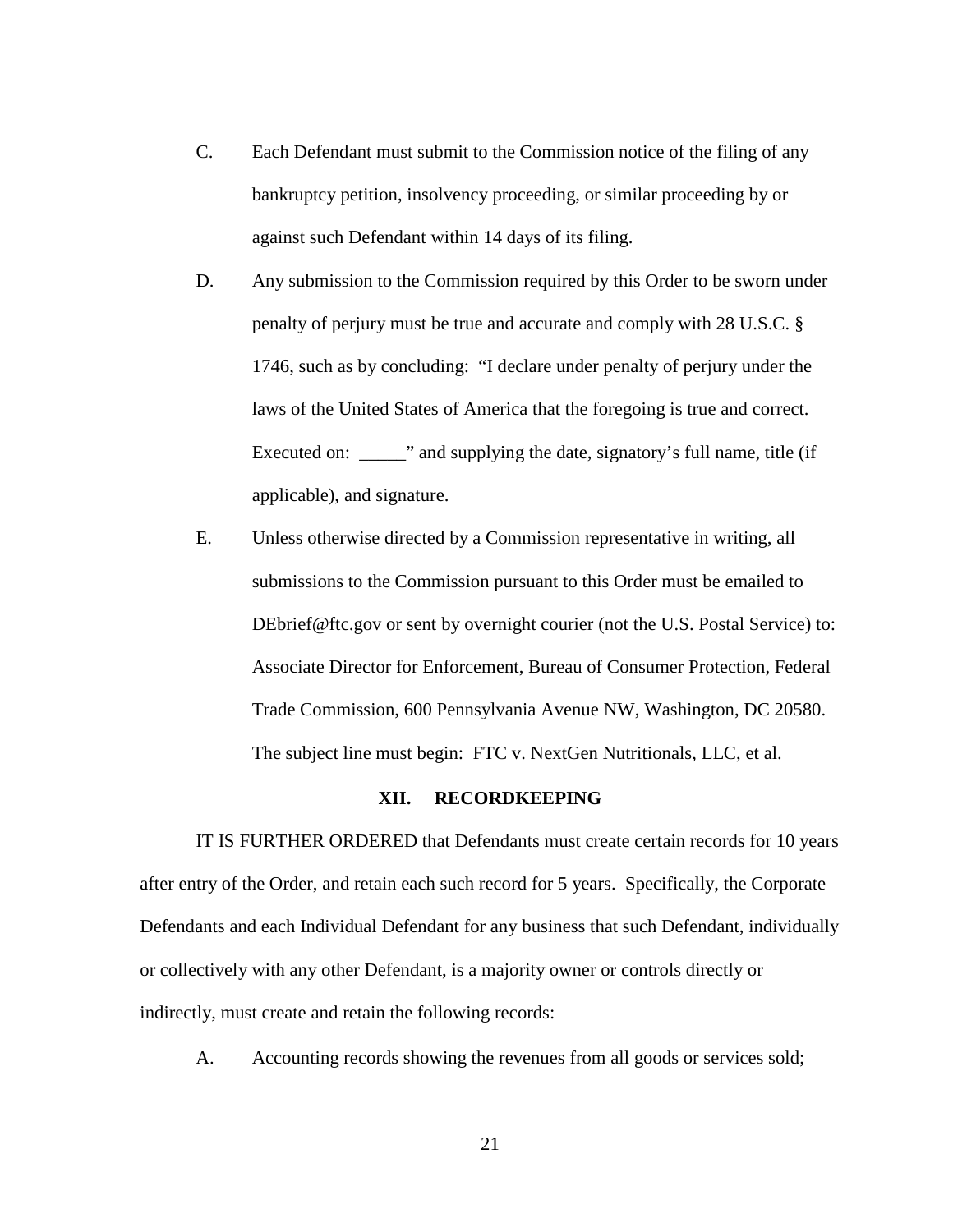C. Each Defendant must submit to the Commission notice of the filing of any bankruptcy petition, insolvency proceeding, or similar proceeding by or against such Defendant within 14 days of its filing.

D. Any submission to the Commission required by this Order to be sworn under penalty of perjury must be true and accurate and comply with 28 U.S.C. § 1746, such as by concluding: "I declare under penalty of perjury under the laws of the United States of America that the foregoing is true and correct. Executed on: _____" and supplying the date, signatory's full name, title (if applicable), and signature.

E. Unless otherwise directed by a Commission representative in writing, all submissions to the Commission pursuant to this Order must be emailed to DEbrief@ftc.gov or sent by overnight courier (not the U.S. Postal Service) to: Associate Director for Enforcement, Bureau of Consumer Protection, Federal Trade Commission, 600 Pennsylvania Avenue NW, Washington, DC 20580. The subject line must begin: FTC v. NextGen Nutritionals, LLC, et al.

## XII. RECORDKEEPING

IT IS FURTHER ORDERED that Defendants must create certain records for 10 years after entry of the Order, and retain each such record for 5 years. Specifically, the Corporate Defendants and each Individual Defendant for any business that such Defendant, individually or collectively with any other Defendant, is a majority owner or controls directly or indirectly, must create and retain the following records:

A. Accounting records showing the revenues from all goods or services sold;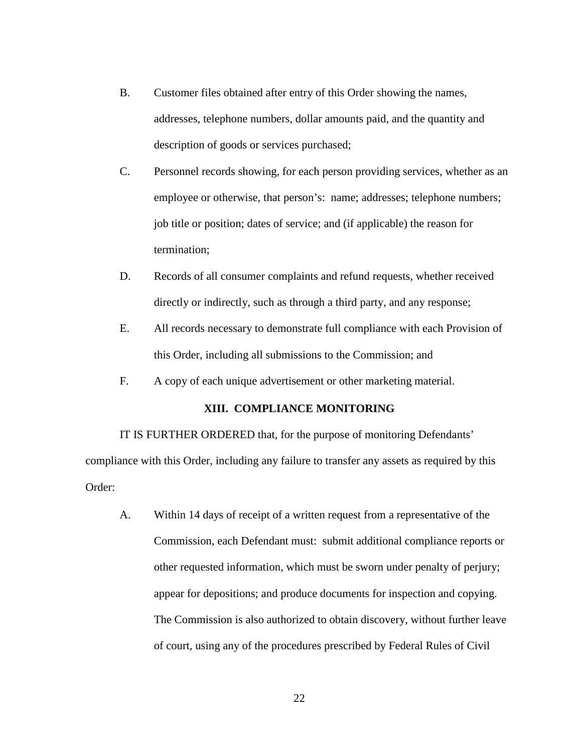B. Customer files obtained after entry of this Order showing the names, addresses, telephone numbers, dollar amounts paid, and the quantity and description of goods or services purchased;

C. Personnel records showing, for each person providing services, whether as an employee or otherwise, that person's: name; addresses; telephone numbers; job title or position; dates of service; and (if applicable) the reason for termination;

D. Records of all consumer complaints and refund requests, whether received directly or indirectly, such as through a third party, and any response;

E. All records necessary to demonstrate full compliance with each Provision of this Order, including all submissions to the Commission; and

F. A copy of each unique advertisement or other marketing material.

## XIII. COMPLIANCE MONITORING

IT IS FURTHER ORDERED that, for the purpose of monitoring Defendants' compliance with this Order, including any failure to transfer any assets as required by this Order:

A. Within 14 days of receipt of a written request from a representative of the Commission, each Defendant must: submit additional compliance reports or other requested information, which must be sworn under penalty of perjury; appear for depositions; and produce documents for inspection and copying. The Commission is also authorized to obtain discovery, without further leave of court, using any of the procedures prescribed by Federal Rules of Civil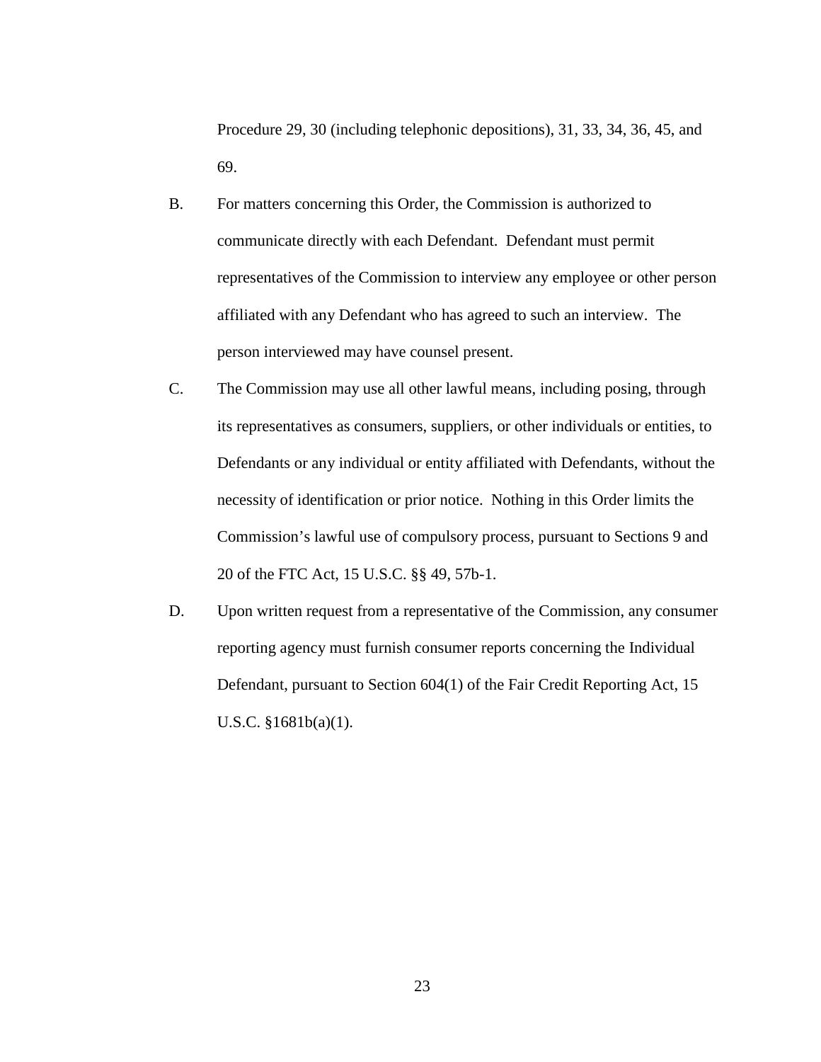Procedure 29, 30 (including telephonic depositions), 31, 33, 34, 36, 45, and 69.

B. For matters concerning this Order, the Commission is authorized to communicate directly with each Defendant. Defendant must permit representatives of the Commission to interview any employee or other person affiliated with any Defendant who has agreed to such an interview. The person interviewed may have counsel present.

C. The Commission may use all other lawful means, including posing, through its representatives as consumers, suppliers, or other individuals or entities, to Defendants or any individual or entity affiliated with Defendants, without the necessity of identification or prior notice. Nothing in this Order limits the Commission's lawful use of compulsory process, pursuant to Sections 9 and 20 of the FTC Act, 15 U.S.C. §§ 49, 57b-1.

D. Upon written request from a representative of the Commission, any consumer reporting agency must furnish consumer reports concerning the Individual Defendant, pursuant to Section 604(1) of the Fair Credit Reporting Act, 15 U.S.C. §1681b(a)(1).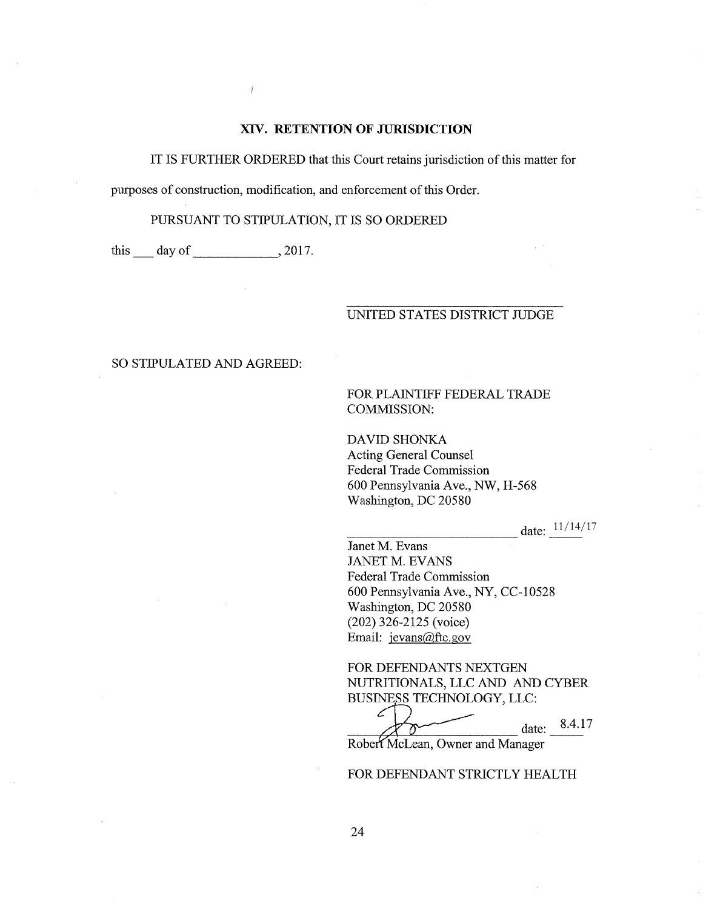## XIV. RETENTION OF JURISDICTION

IT IS FURTHER ORDERED that this Court retains jurisdiction of this matter for purposes of construction, modification, and enforcement of this Order.

PURSUANT TO STIPULATION, IT IS SO ORDERED

this \_\_\_ day of \_\_\_\_\_\_\_\_\_\_\_\_, 2017.

\_\_\_\_\_\_\_\_\_\_\_\_\_\_\_\_\_\_\_\_\_\_\_\_\_\_\_\_\_\_
UNITED STATES DISTRICT JUDGE

SO STIPULATED AND AGREED:

FOR PLAINTIFF FEDERAL TRADE COMMISSION:

DAVID SHONKA
Acting General Counsel
Federal Trade Commission
600 Pennsylvania Ave., NW, H-568
Washington, DC 20580

\_\_\_\_\_\_\_\_\_\_\_\_\_\_\_\_\_\_\_\_\_\_ date: 11/14/17
Janet M. Evans
JANET M. EVANS
Federal Trade Commission
600 Pennsylvania Ave., NY, CC-10528
Washington, DC 20580
(202) 326-2125 (voice)
Email: jevans@ftc.gov

FOR DEFENDANTS NEXTGEN NUTRITIONALS, LLC AND AND CYBER BUSINESS TECHNOLOGY, LLC:

\_\_\_\_\_\_\_\_\_\_\_\_\_\_\_\_\_\_\_\_\_\_ date: 8.4.17
Robert McLean, Owner and Manager

FOR DEFENDANT STRICTLY HEALTH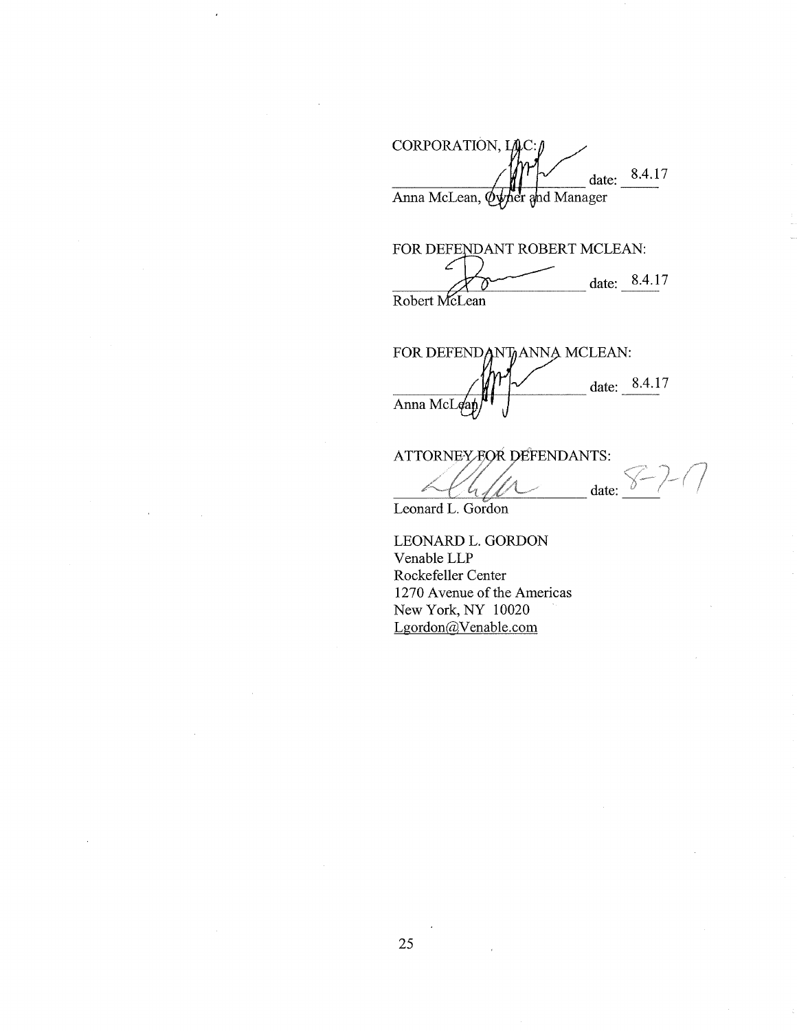CORPORATION, LLC:

\_\_\_\_\_\_\_\_\_\_\_\_\_\_\_\_\_\_\_\_\_\_\_\_ date: 8.4.17

Anna McLean, Owner and Manager

FOR DEFENDANT ROBERT MCLEAN:

\_\_\_\_\_\_\_\_\_\_\_\_\_\_\_\_\_\_\_\_\_\_\_\_ date: 8.4.17

Robert McLean

FOR DEFENDANT ANNA MCLEAN:

\_\_\_\_\_\_\_\_\_\_\_\_\_\_\_\_\_\_\_\_\_\_\_\_ date: 8.4.17

Anna McLean

ATTORNEY FOR DEFENDANTS:

\_\_\_\_\_\_\_\_\_\_\_\_\_\_\_\_\_\_\_\_\_\_\_\_ date: 8-7-17

Leonard L. Gordon

LEONARD L. GORDON
Venable LLP
Rockefeller Center
1270 Avenue of the Americas
New York, NY 10020
Lgordon@Venable.com